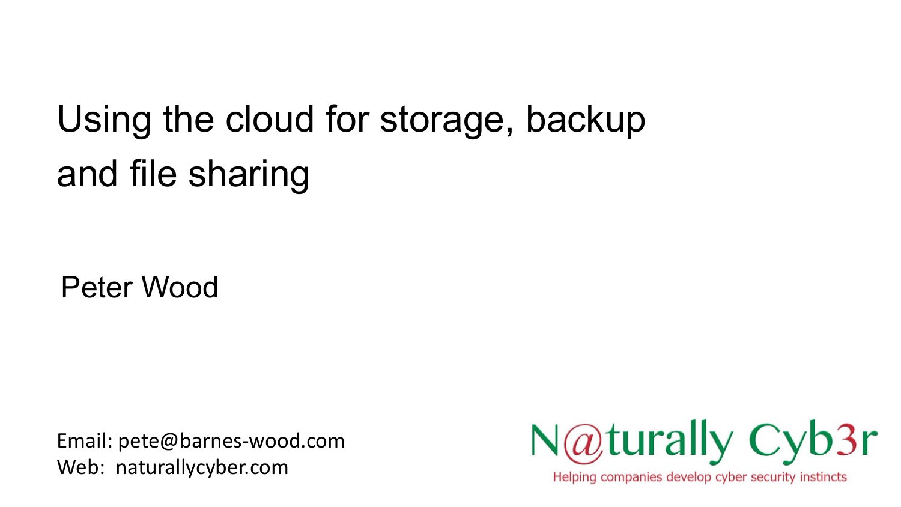# Using the cloud for storage, backup and file sharing

Peter Wood

Email: pete@barnes-wood.com
Web: naturallycyber.com

N@turally Cyb3r

Helping companies develop cyber security instincts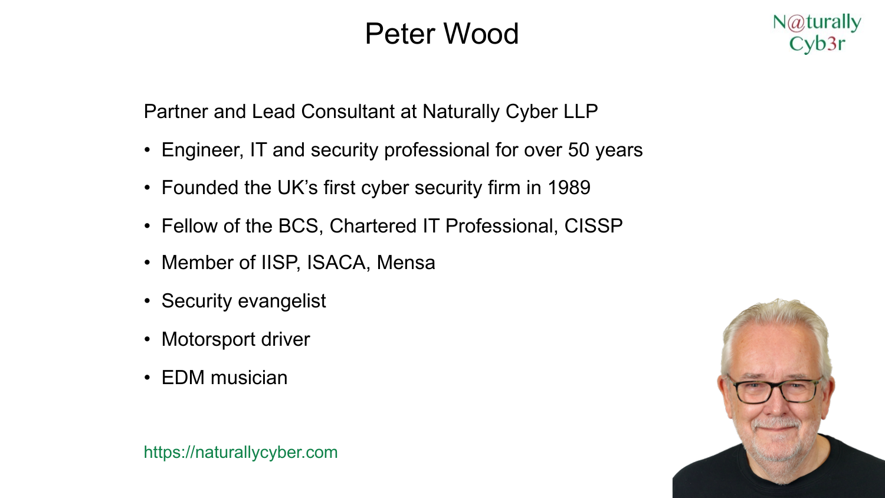# Peter Wood

Partner and Lead Consultant at Naturally Cyber LLP

- Engineer, IT and security professional for over 50 years
- Founded the UK's first cyber security firm in 1989
- Fellow of the BCS, Chartered IT Professional, CISSP
- Member of IISP, ISACA, Mensa
- Security evangelist
- Motorsport driver
- EDM musician

https://naturallycyber.com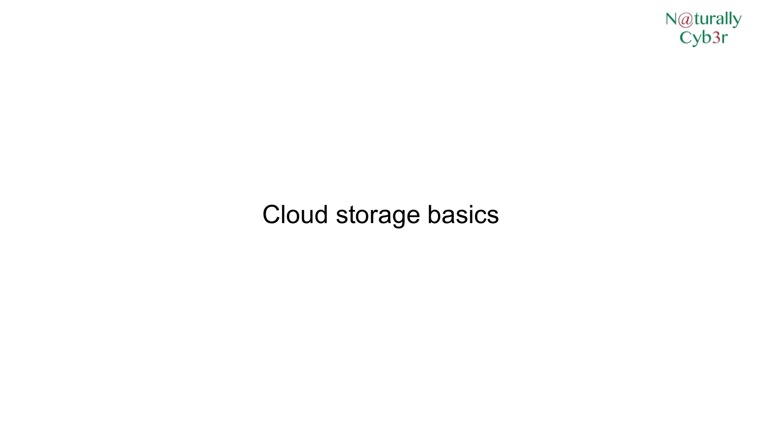# Cloud storage basics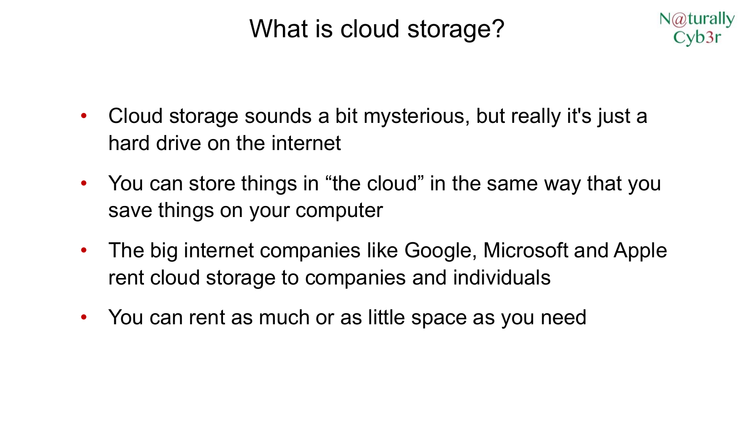# What is cloud storage?

- Cloud storage sounds a bit mysterious, but really it's just a hard drive on the internet
- You can store things in “the cloud” in the same way that you save things on your computer
- The big internet companies like Google, Microsoft and Apple rent cloud storage to companies and individuals
- You can rent as much or as little space as you need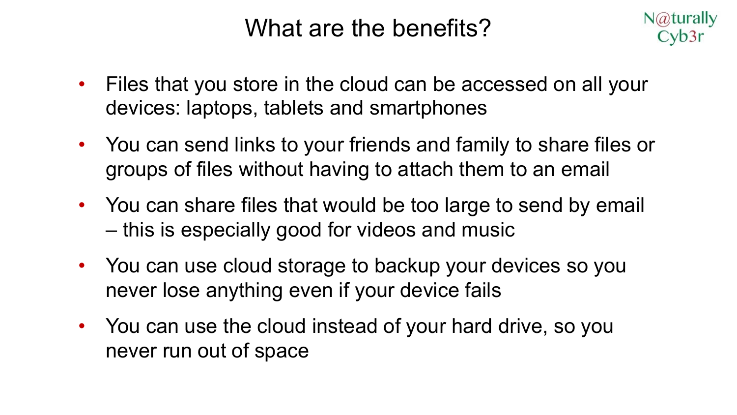# What are the benefits?

- Files that you store in the cloud can be accessed on all your devices: laptops, tablets and smartphones
- You can send links to your friends and family to share files or groups of files without having to attach them to an email
- You can share files that would be too large to send by email – this is especially good for videos and music
- You can use cloud storage to backup your devices so you never lose anything even if your device fails
- You can use the cloud instead of your hard drive, so you never run out of space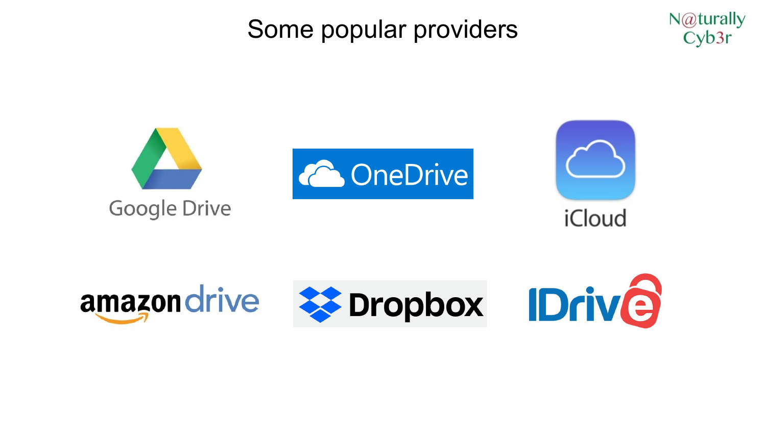# Some popular providers

Google Drive

OneDrive

iCloud

amazon drive

Dropbox

IDrive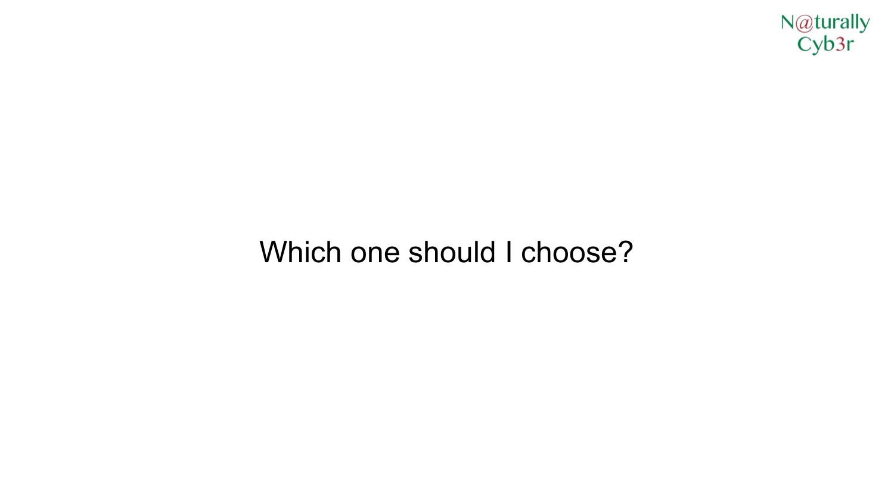Which one should I choose?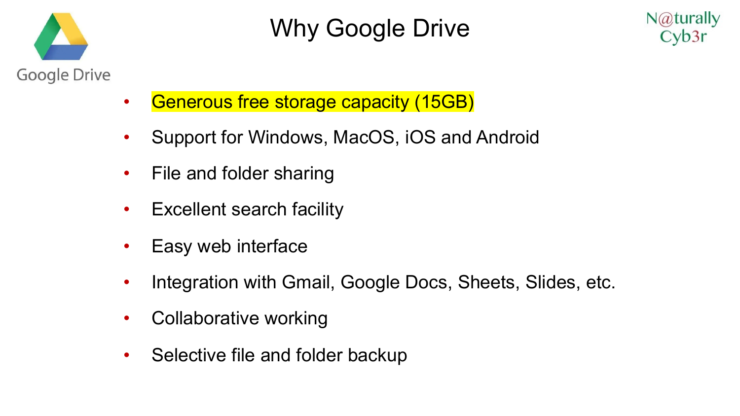# Why Google Drive

- Generous free storage capacity (15GB)
- Support for Windows, MacOS, iOS and Android
- File and folder sharing
- Excellent search facility
- Easy web interface
- Integration with Gmail, Google Docs, Sheets, Slides, etc.
- Collaborative working
- Selective file and folder backup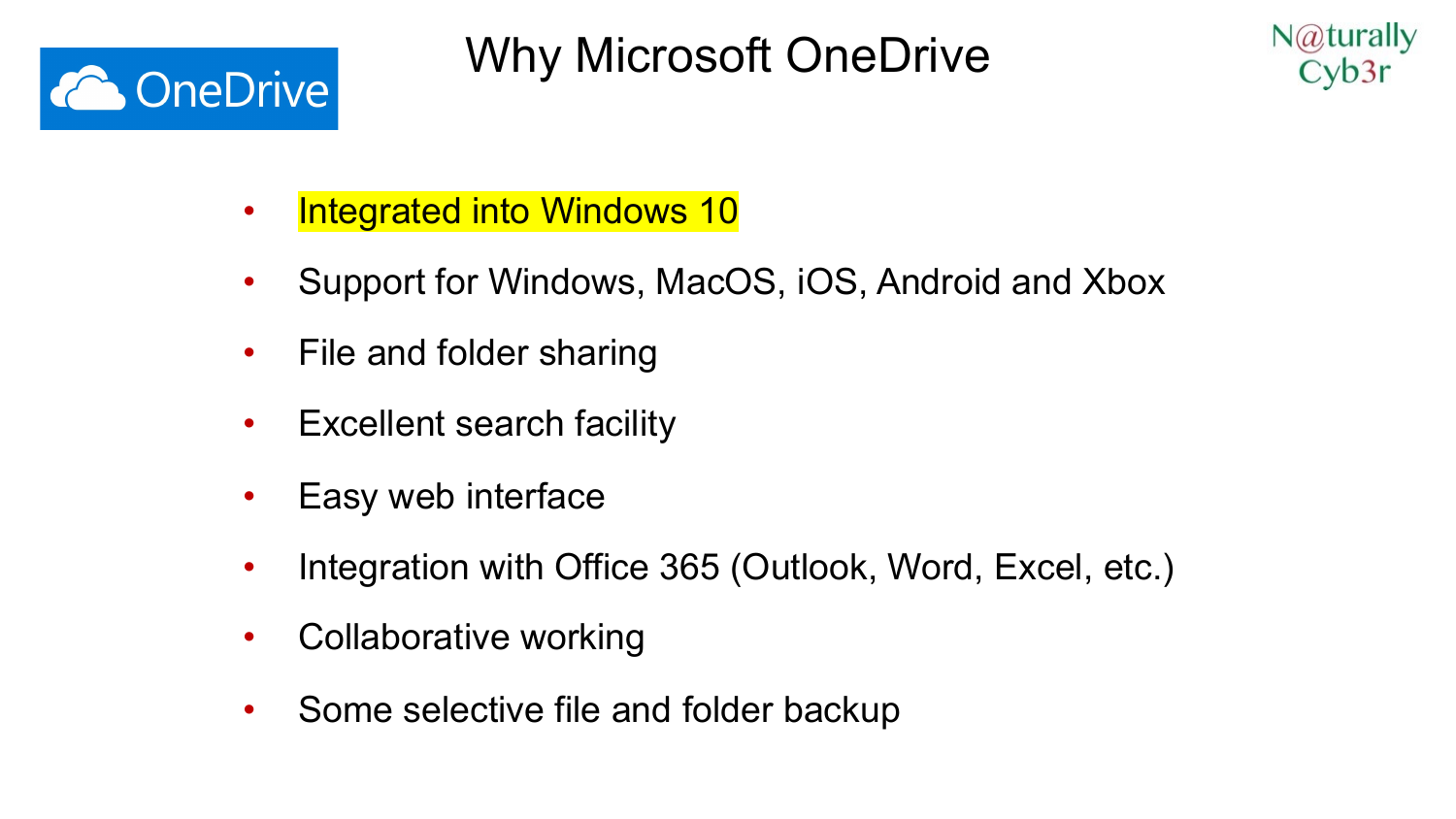# Why Microsoft OneDrive

- Integrated into Windows 10
- Support for Windows, MacOS, iOS, Android and Xbox
- File and folder sharing
- Excellent search facility
- Easy web interface
- Integration with Office 365 (Outlook, Word, Excel, etc.)
- Collaborative working
- Some selective file and folder backup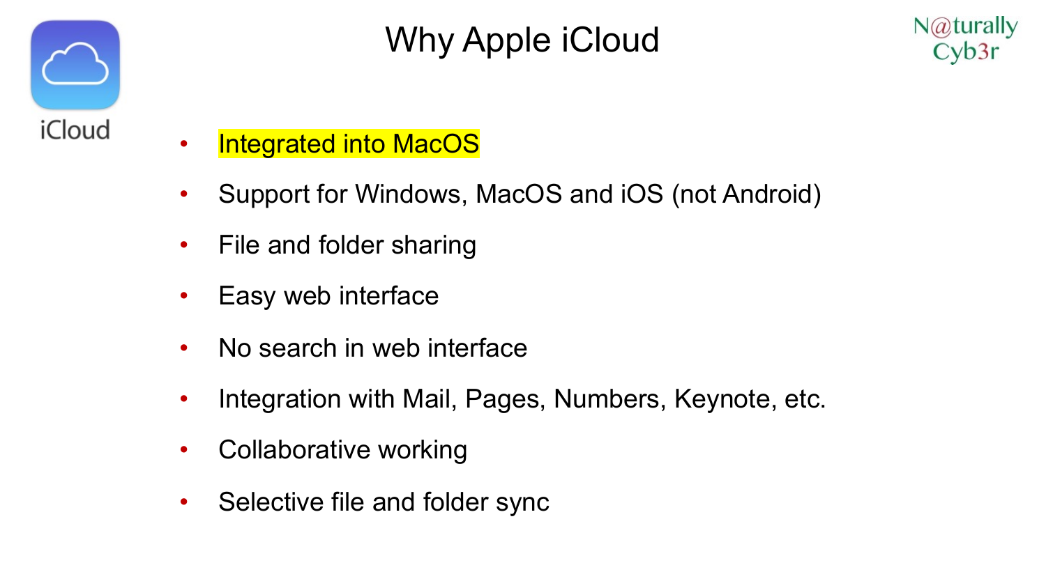# Why Apple iCloud

iCloud

- Integrated into MacOS
- Support for Windows, MacOS and iOS (not Android)
- File and folder sharing
- Easy web interface
- No search in web interface
- Integration with Mail, Pages, Numbers, Keynote, etc.
- Collaborative working
- Selective file and folder sync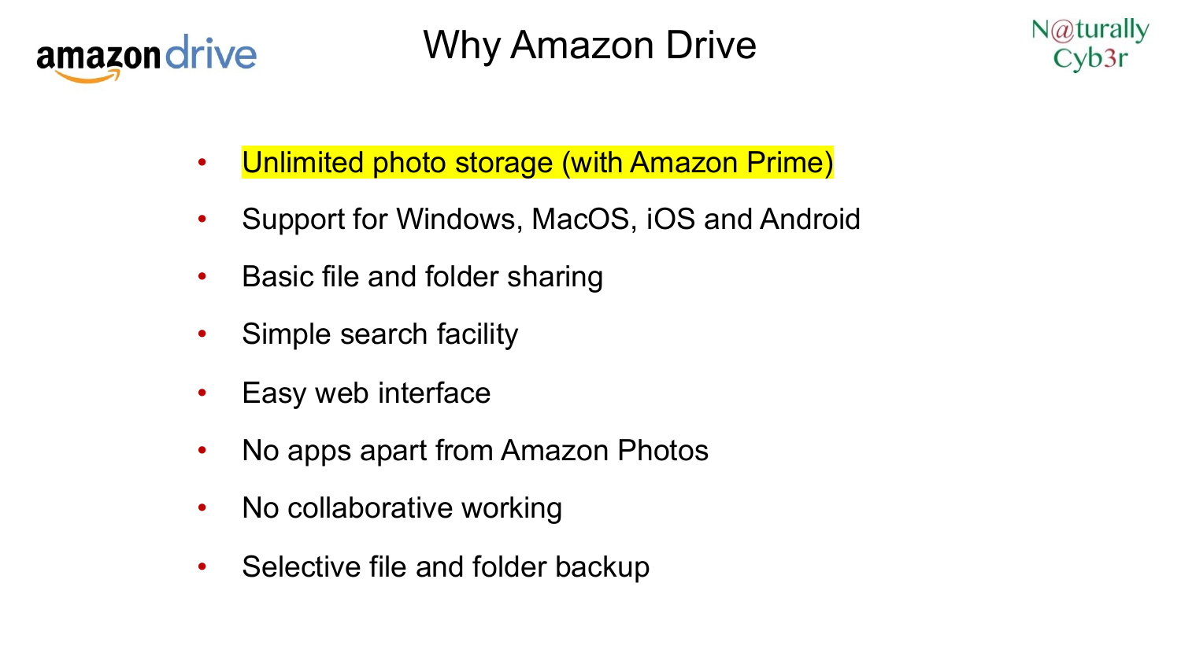# Why Amazon Drive

- Unlimited photo storage (with Amazon Prime)
- Support for Windows, MacOS, iOS and Android
- Basic file and folder sharing
- Simple search facility
- Easy web interface
- No apps apart from Amazon Photos
- No collaborative working
- Selective file and folder backup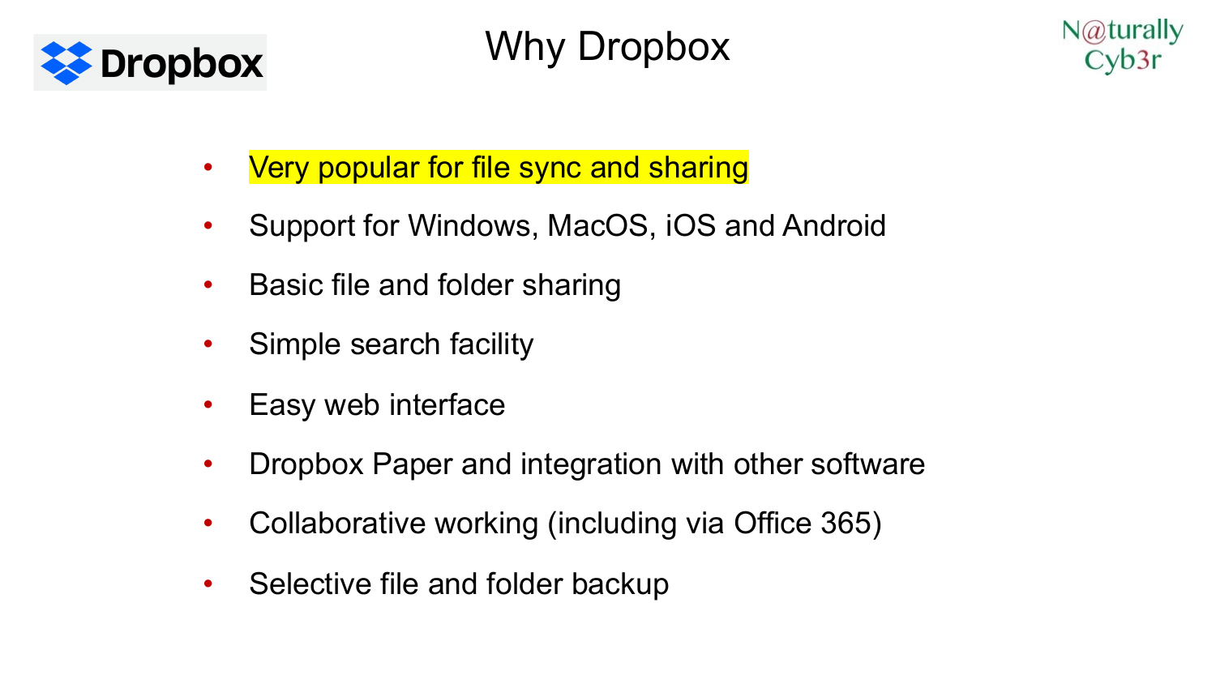# Why Dropbox

- Very popular for file sync and sharing
- Support for Windows, MacOS, iOS and Android
- Basic file and folder sharing
- Simple search facility
- Easy web interface
- Dropbox Paper and integration with other software
- Collaborative working (including via Office 365)
- Selective file and folder backup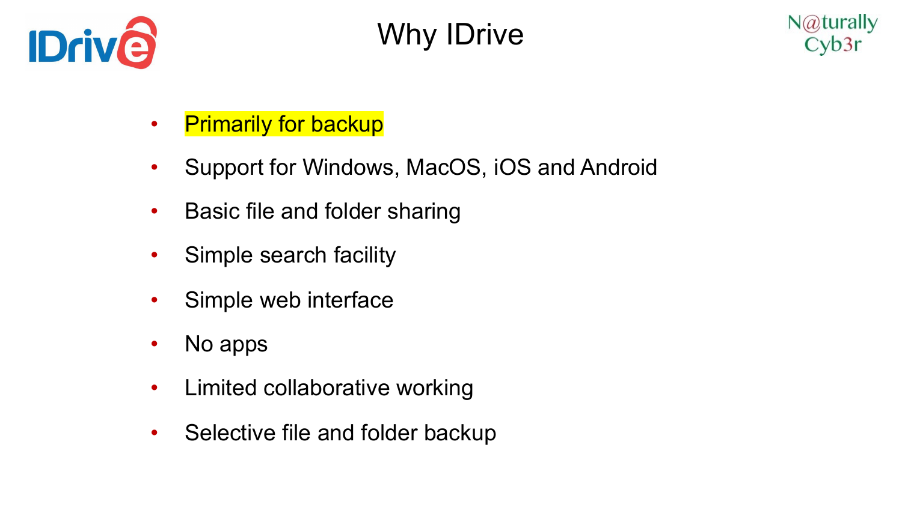# Why IDrive

- Primarily for backup
- Support for Windows, MacOS, iOS and Android
- Basic file and folder sharing
- Simple search facility
- Simple web interface
- No apps
- Limited collaborative working
- Selective file and folder backup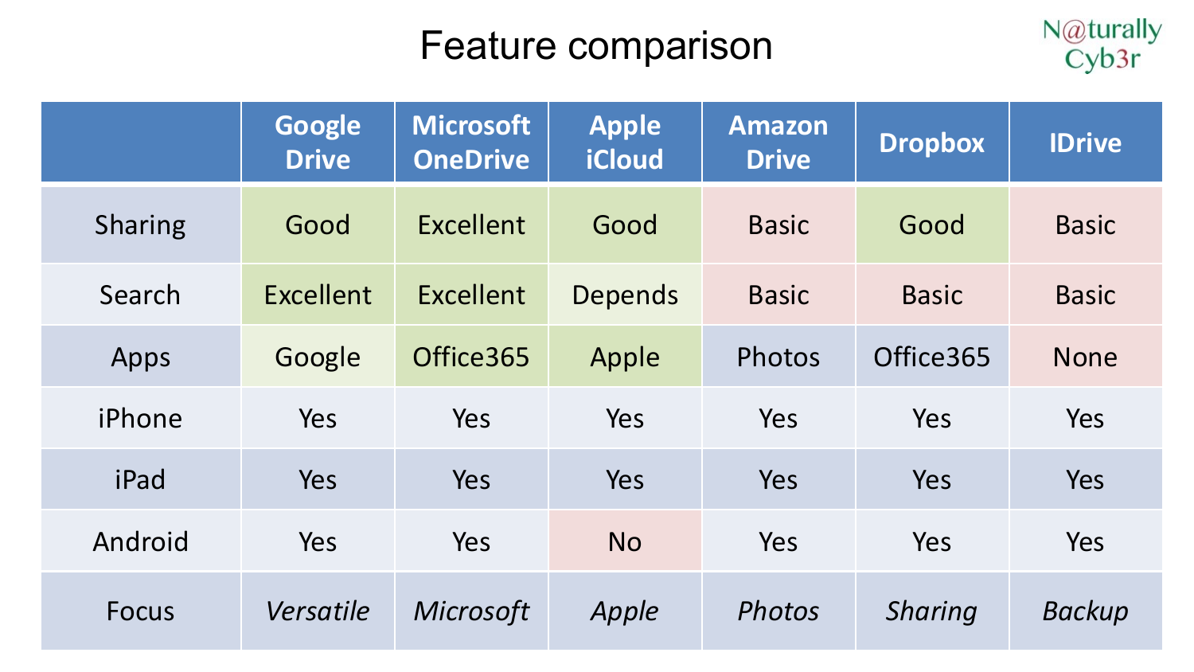# Feature comparison

N@turally Cyb3r

| | Google Drive | Microsoft OneDrive | Apple iCloud | Amazon Drive | Dropbox | IDrive |
|---|---|---|---|---|---|---|
| Sharing | Good | Excellent | Good | Basic | Good | Basic |
| Search | Excellent | Excellent | Depends | Basic | Basic | Basic |
| Apps | Google | Office365 | Apple | Photos | Office365 | None |
| iPhone | Yes | Yes | Yes | Yes | Yes | Yes |
| iPad | Yes | Yes | Yes | Yes | Yes | Yes |
| Android | Yes | Yes | No | Yes | Yes | Yes |
| Focus | *Versatile* | *Microsoft* | *Apple* | *Photos* | *Sharing* | *Backup* |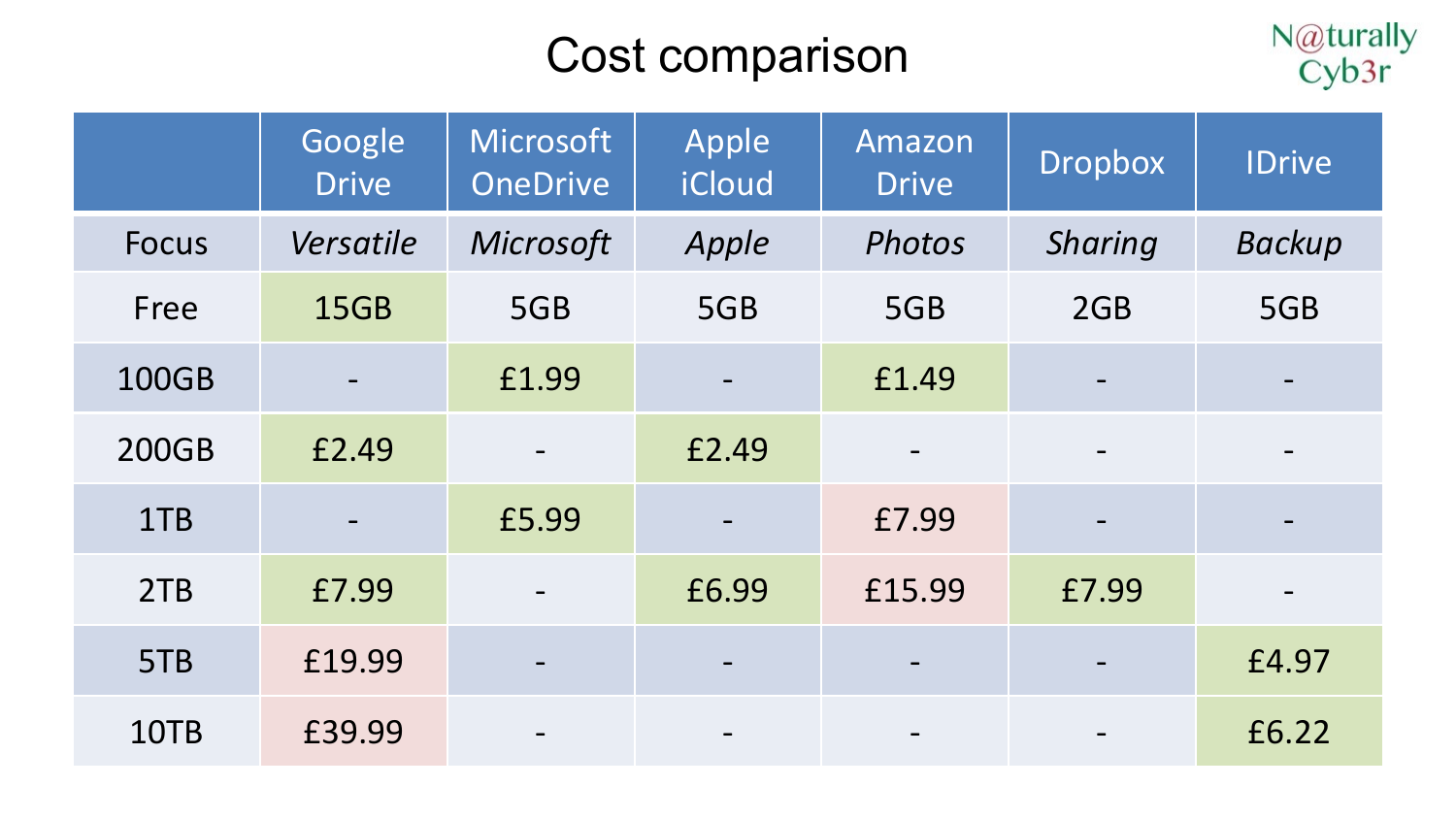# Cost comparison

| | Google Drive | Microsoft OneDrive | Apple iCloud | Amazon Drive | Dropbox | IDrive |
|---|---|---|---|---|---|---|
| Focus | *Versatile* | *Microsoft* | *Apple* | *Photos* | *Sharing* | *Backup* |
| Free | 15GB | 5GB | 5GB | 5GB | 2GB | 5GB |
| 100GB | - | £1.99 | - | £1.49 | - | - |
| 200GB | £2.49 | - | £2.49 | - | - | - |
| 1TB | - | £5.99 | - | £7.99 | - | - |
| 2TB | £7.99 | - | £6.99 | £15.99 | £7.99 | - |
| 5TB | £19.99 | - | - | - | - | £4.97 |
| 10TB | £39.99 | - | - | - | - | £6.22 |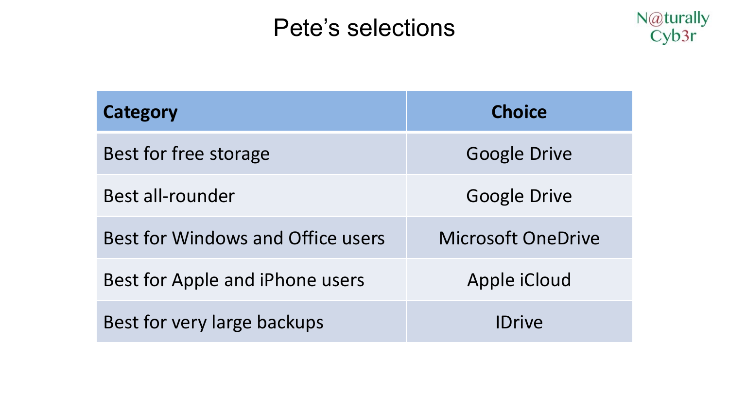# Pete's selections

N@turally Cyb3r

| Category | Choice |
|---|---|
| Best for free storage | Google Drive |
| Best all-rounder | Google Drive |
| Best for Windows and Office users | Microsoft OneDrive |
| Best for Apple and iPhone users | Apple iCloud |
| Best for very large backups | IDrive |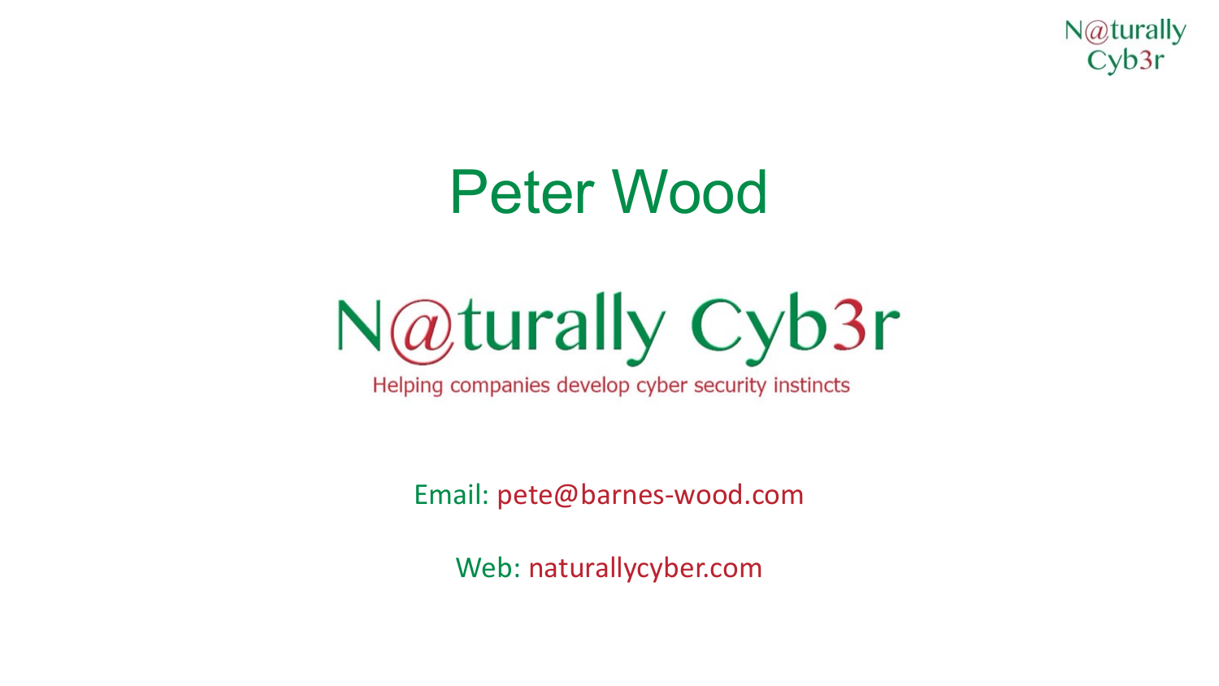# Peter Wood

N@turally Cyb3r

Helping companies develop cyber security instincts

Email: pete@barnes-wood.com

Web: naturallycyber.com